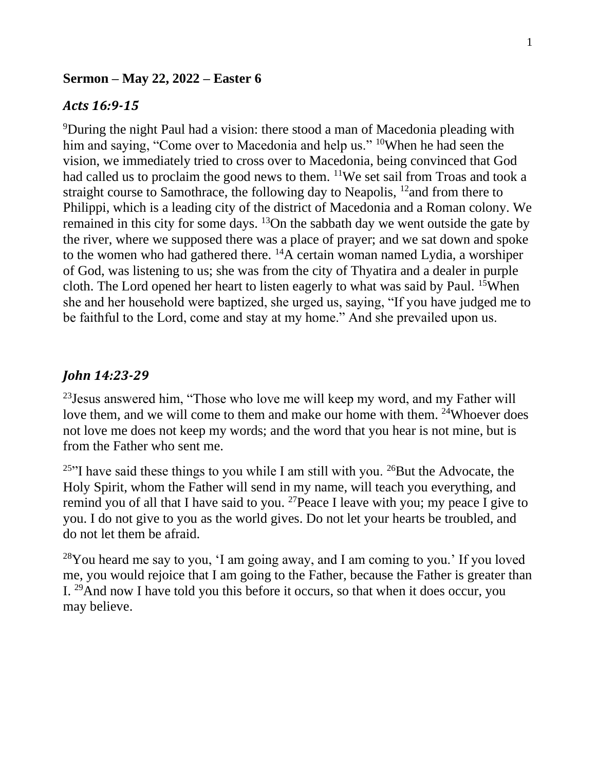**Sermon – May 22, 2022 – Easter 6**

## *Acts 16:9-15*

[9]During the night Paul had a vision: there stood a man of Macedonia pleading with him and saying, "Come over to Macedonia and help us." [10]When he had seen the vision, we immediately tried to cross over to Macedonia, being convinced that God had called us to proclaim the good news to them. [11]We set sail from Troas and took a straight course to Samothrace, the following day to Neapolis, [12]and from there to Philippi, which is a leading city of the district of Macedonia and a Roman colony. We remained in this city for some days. [13]On the sabbath day we went outside the gate by the river, where we supposed there was a place of prayer; and we sat down and spoke to the women who had gathered there. [14]A certain woman named Lydia, a worshiper of God, was listening to us; she was from the city of Thyatira and a dealer in purple cloth. The Lord opened her heart to listen eagerly to what was said by Paul. [15]When she and her household were baptized, she urged us, saying, "If you have judged me to be faithful to the Lord, come and stay at my home." And she prevailed upon us.

## *John 14:23-29*

[23]Jesus answered him, "Those who love me will keep my word, and my Father will love them, and we will come to them and make our home with them. [24]Whoever does not love me does not keep my words; and the word that you hear is not mine, but is from the Father who sent me.

[25]"I have said these things to you while I am still with you. [26]But the Advocate, the Holy Spirit, whom the Father will send in my name, will teach you everything, and remind you of all that I have said to you. [27]Peace I leave with you; my peace I give to you. I do not give to you as the world gives. Do not let your hearts be troubled, and do not let them be afraid.

[28]You heard me say to you, 'I am going away, and I am coming to you.' If you loved me, you would rejoice that I am going to the Father, because the Father is greater than I. [29]And now I have told you this before it occurs, so that when it does occur, you may believe.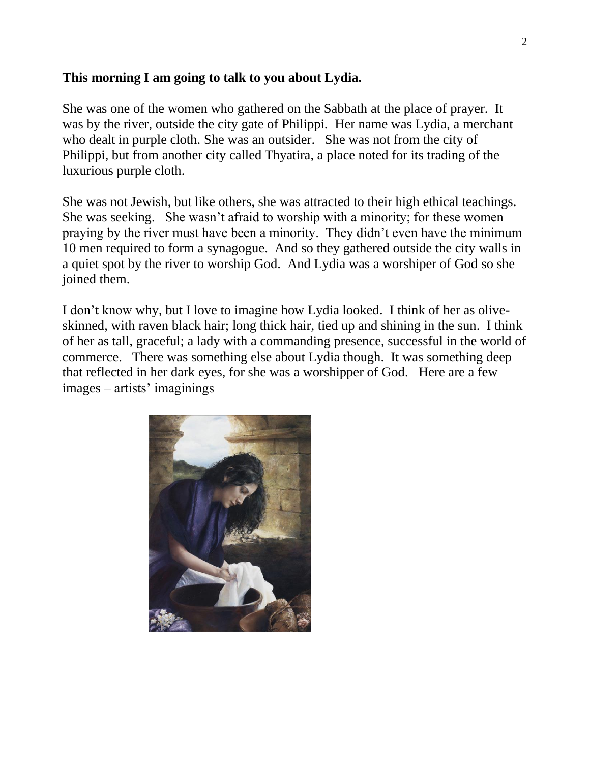**This morning I am going to talk to you about Lydia.**

She was one of the women who gathered on the Sabbath at the place of prayer. It was by the river, outside the city gate of Philippi. Her name was Lydia, a merchant who dealt in purple cloth. She was an outsider. She was not from the city of Philippi, but from another city called Thyatira, a place noted for its trading of the luxurious purple cloth.

She was not Jewish, but like others, she was attracted to their high ethical teachings. She was seeking. She wasn't afraid to worship with a minority; for these women praying by the river must have been a minority. They didn't even have the minimum 10 men required to form a synagogue. And so they gathered outside the city walls in a quiet spot by the river to worship God. And Lydia was a worshiper of God so she joined them.

I don't know why, but I love to imagine how Lydia looked. I think of her as olive-skinned, with raven black hair; long thick hair, tied up and shining in the sun. I think of her as tall, graceful; a lady with a commanding presence, successful in the world of commerce. There was something else about Lydia though. It was something deep that reflected in her dark eyes, for she was a worshipper of God. Here are a few images – artists' imaginings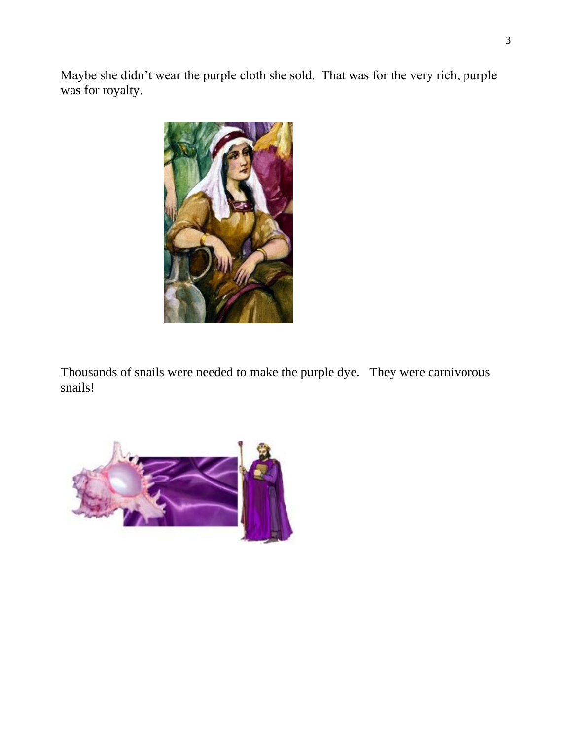Maybe she didn’t wear the purple cloth she sold.  That was for the very rich, purple was for royalty.

Thousands of snails were needed to make the purple dye.   They were carnivorous snails!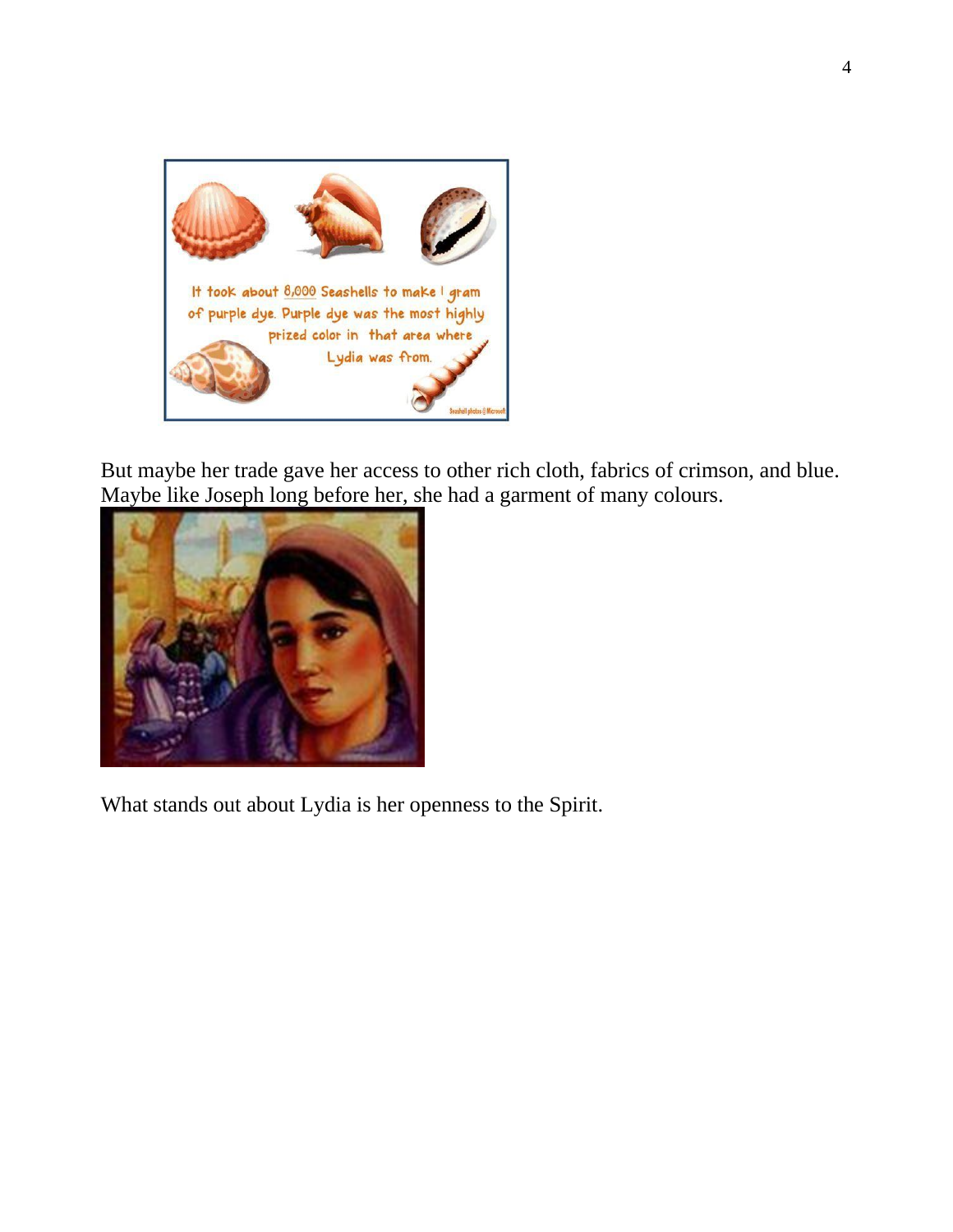It took about 8,000 Seashells to make 1 gram of purple dye. Purple dye was the most highly prized color in that area where Lydia was from.

But maybe her trade gave her access to other rich cloth, fabrics of crimson, and blue. Maybe like Joseph long before her, she had a garment of many colours.

What stands out about Lydia is her openness to the Spirit.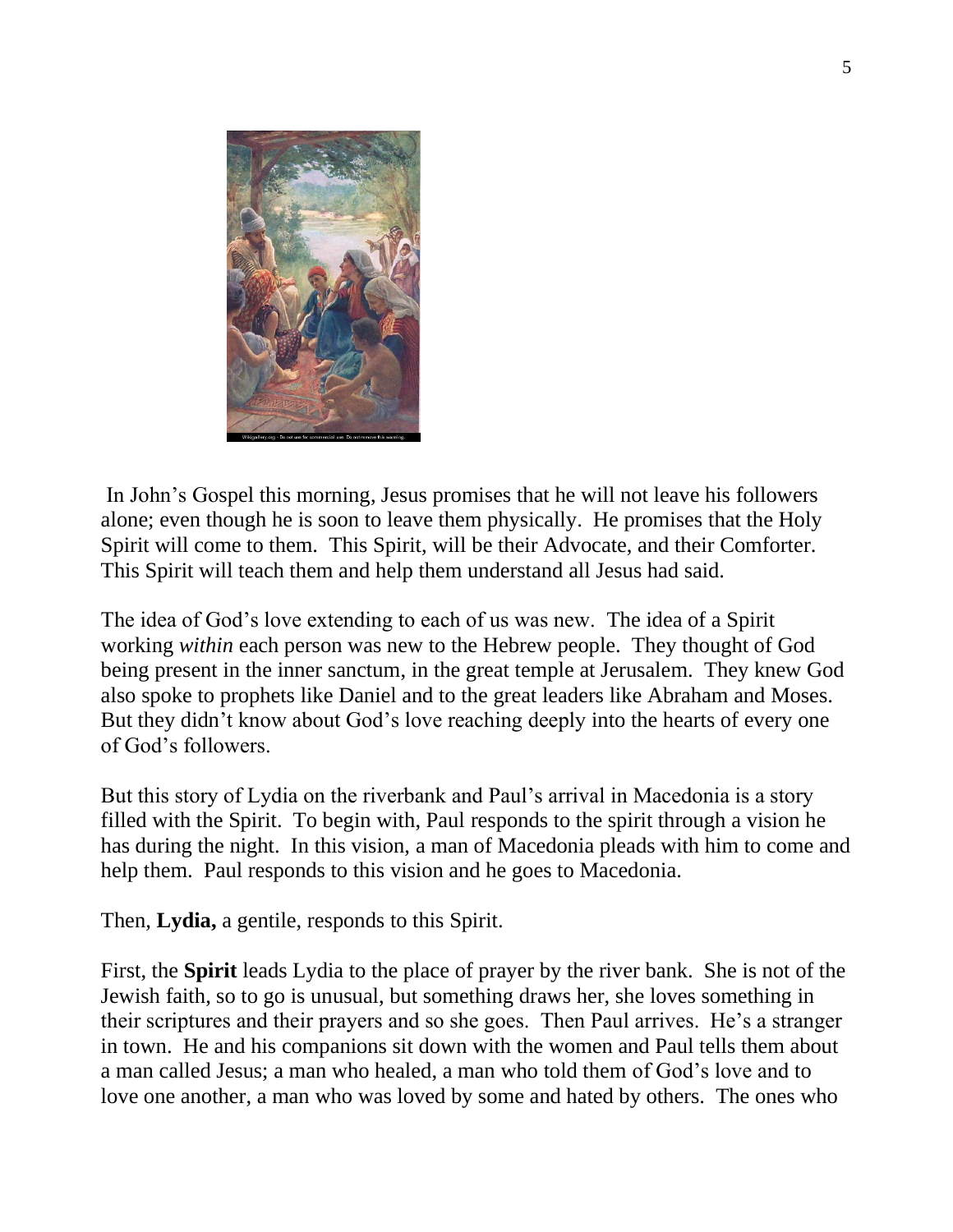In John's Gospel this morning, Jesus promises that he will not leave his followers alone; even though he is soon to leave them physically. He promises that the Holy Spirit will come to them. This Spirit, will be their Advocate, and their Comforter. This Spirit will teach them and help them understand all Jesus had said.

The idea of God's love extending to each of us was new. The idea of a Spirit working *within* each person was new to the Hebrew people. They thought of God being present in the inner sanctum, in the great temple at Jerusalem. They knew God also spoke to prophets like Daniel and to the great leaders like Abraham and Moses. But they didn't know about God's love reaching deeply into the hearts of every one of God's followers.

But this story of Lydia on the riverbank and Paul's arrival in Macedonia is a story filled with the Spirit. To begin with, Paul responds to the spirit through a vision he has during the night. In this vision, a man of Macedonia pleads with him to come and help them. Paul responds to this vision and he goes to Macedonia.

Then, **Lydia,** a gentile, responds to this Spirit.

First, the **Spirit** leads Lydia to the place of prayer by the river bank. She is not of the Jewish faith, so to go is unusual, but something draws her, she loves something in their scriptures and their prayers and so she goes. Then Paul arrives. He's a stranger in town. He and his companions sit down with the women and Paul tells them about a man called Jesus; a man who healed, a man who told them of God's love and to love one another, a man who was loved by some and hated by others. The ones who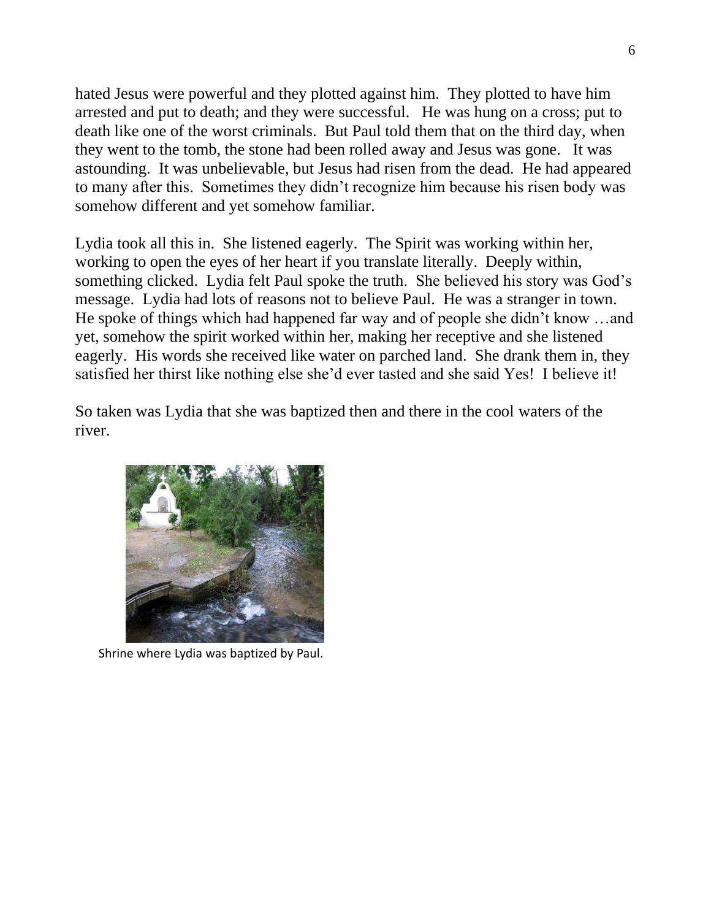hated Jesus were powerful and they plotted against him. They plotted to have him arrested and put to death; and they were successful. He was hung on a cross; put to death like one of the worst criminals. But Paul told them that on the third day, when they went to the tomb, the stone had been rolled away and Jesus was gone. It was astounding. It was unbelievable, but Jesus had risen from the dead. He had appeared to many after this. Sometimes they didn't recognize him because his risen body was somehow different and yet somehow familiar.

Lydia took all this in. She listened eagerly. The Spirit was working within her, working to open the eyes of her heart if you translate literally. Deeply within, something clicked. Lydia felt Paul spoke the truth. She believed his story was God's message. Lydia had lots of reasons not to believe Paul. He was a stranger in town. He spoke of things which had happened far way and of people she didn't know …and yet, somehow the spirit worked within her, making her receptive and she listened eagerly. His words she received like water on parched land. She drank them in, they satisfied her thirst like nothing else she'd ever tasted and she said Yes! I believe it!

So taken was Lydia that she was baptized then and there in the cool waters of the river.

Shrine where Lydia was baptized by Paul.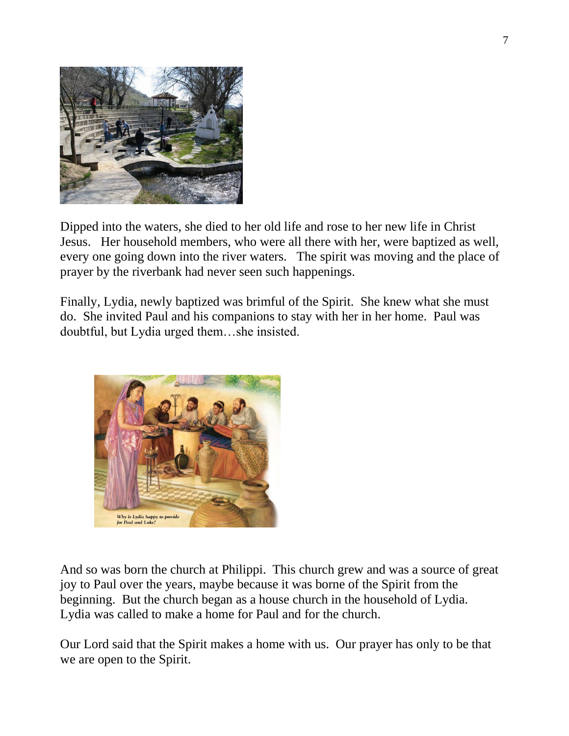Dipped into the waters, she died to her old life and rose to her new life in Christ Jesus. Her household members, who were all there with her, were baptized as well, every one going down into the river waters. The spirit was moving and the place of prayer by the riverbank had never seen such happenings.

Finally, Lydia, newly baptized was brimful of the Spirit. She knew what she must do. She invited Paul and his companions to stay with her in her home. Paul was doubtful, but Lydia urged them…she insisted.

And so was born the church at Philippi. This church grew and was a source of great joy to Paul over the years, maybe because it was borne of the Spirit from the beginning. But the church began as a house church in the household of Lydia. Lydia was called to make a home for Paul and for the church.

Our Lord said that the Spirit makes a home with us. Our prayer has only to be that we are open to the Spirit.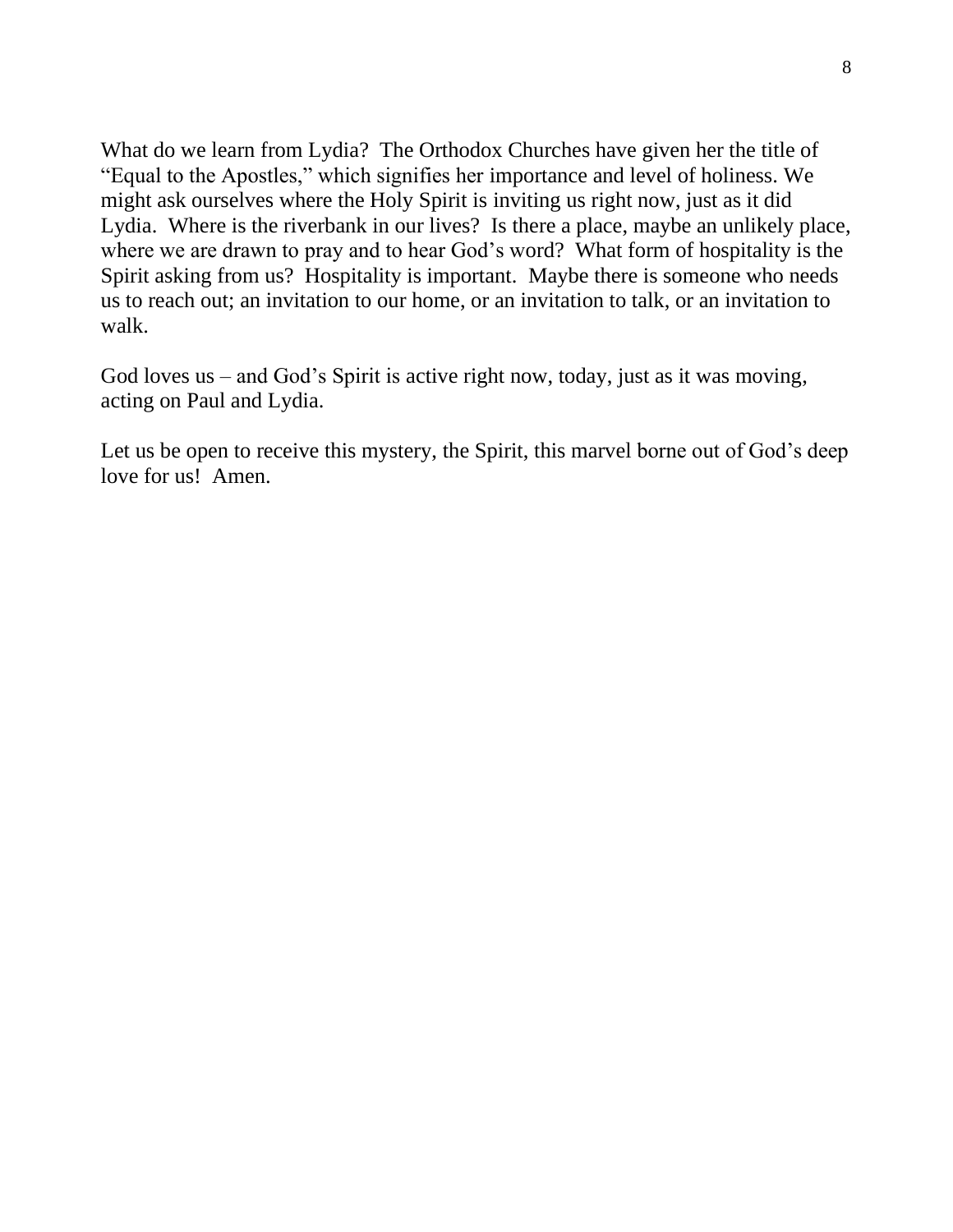What do we learn from Lydia? The Orthodox Churches have given her the title of "Equal to the Apostles," which signifies her importance and level of holiness. We might ask ourselves where the Holy Spirit is inviting us right now, just as it did Lydia. Where is the riverbank in our lives? Is there a place, maybe an unlikely place, where we are drawn to pray and to hear God's word? What form of hospitality is the Spirit asking from us? Hospitality is important. Maybe there is someone who needs us to reach out; an invitation to our home, or an invitation to talk, or an invitation to walk.

God loves us – and God's Spirit is active right now, today, just as it was moving, acting on Paul and Lydia.

Let us be open to receive this mystery, the Spirit, this marvel borne out of God's deep love for us! Amen.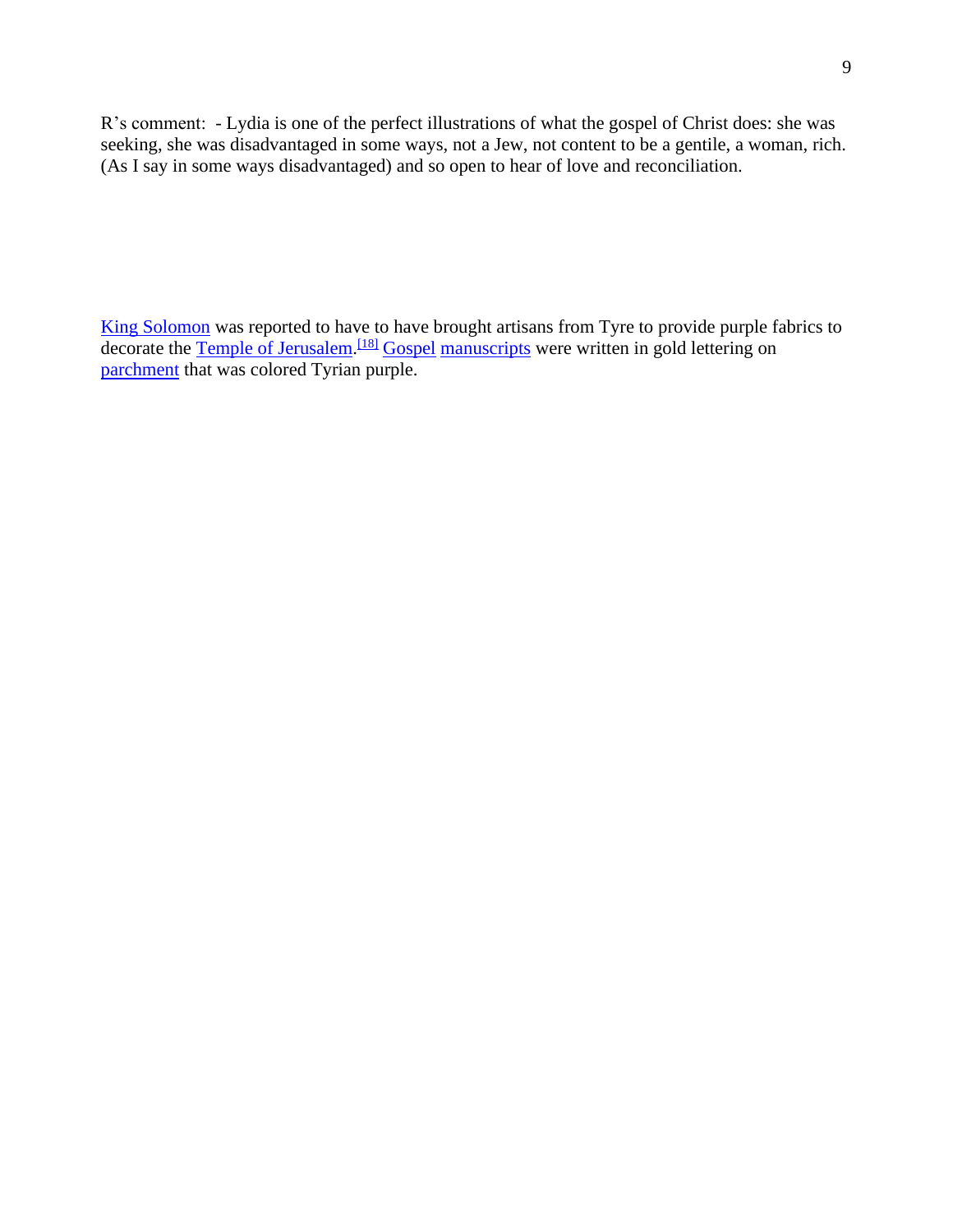R's comment: - Lydia is one of the perfect illustrations of what the gospel of Christ does: she was seeking, she was disadvantaged in some ways, not a Jew, not content to be a gentile, a woman, rich. (As I say in some ways disadvantaged) and so open to hear of love and reconciliation.

King Solomon was reported to have to have brought artisans from Tyre to provide purple fabrics to decorate the Temple of Jerusalem.[18] Gospel manuscripts were written in gold lettering on parchment that was colored Tyrian purple.